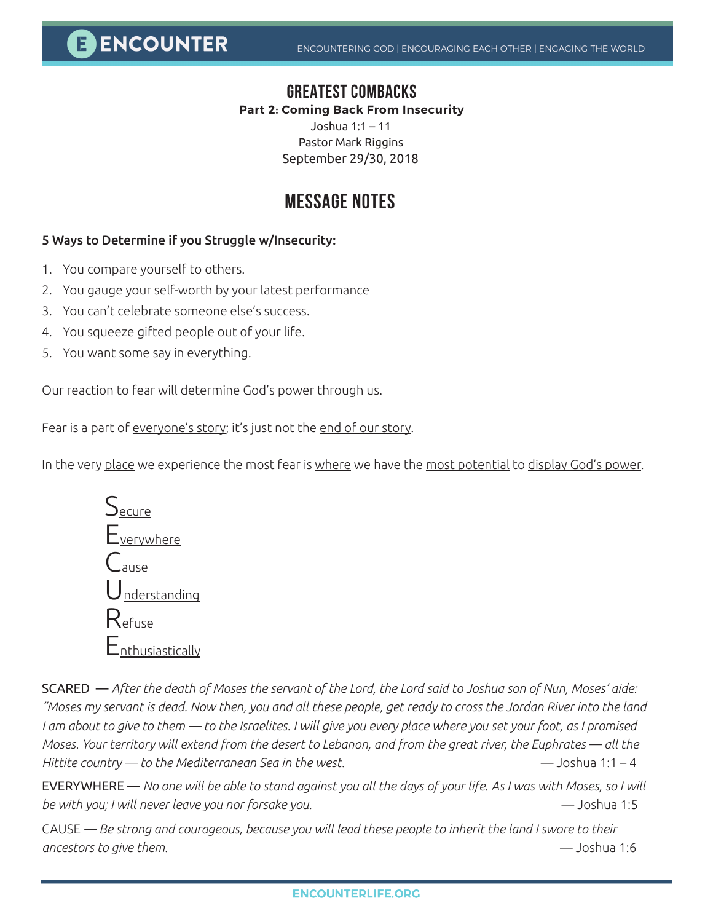# GREATEST COMBACKS

**Part 2: Coming Back From Insecurity**

Joshua 1:1 – 11

Pastor Mark Riggins

September 29/30, 2018

## MESSAGE NOTES

**5 Ways to Determine if you Struggle w/Insecurity:**

1. You compare yourself to others.
2. You gauge your self-worth by your latest performance
3. You can't celebrate someone else's success.
4. You squeeze gifted people out of your life.
5. You want some say in everything.

Our reaction to fear will determine God's power through us.

Fear is a part of everyone's story; it's just not the end of our story.

In the very place we experience the most fear is where we have the most potential to display God's power.

S ecure
E verywhere
C ause
U nderstanding
R efuse
E nthusiastically

SCARED — *After the death of Moses the servant of the Lord, the Lord said to Joshua son of Nun, Moses' aide: "Moses my servant is dead. Now then, you and all these people, get ready to cross the Jordan River into the land I am about to give to them — to the Israelites. I will give you every place where you set your foot, as I promised Moses. Your territory will extend from the desert to Lebanon, and from the great river, the Euphrates — all the Hittite country — to the Mediterranean Sea in the west.* — Joshua 1:1 – 4

EVERYWHERE — *No one will be able to stand against you all the days of your life. As I was with Moses, so I will be with you; I will never leave you nor forsake you.* — Joshua 1:5

CAUSE — *Be strong and courageous, because you will lead these people to inherit the land I swore to their ancestors to give them.* — Joshua 1:6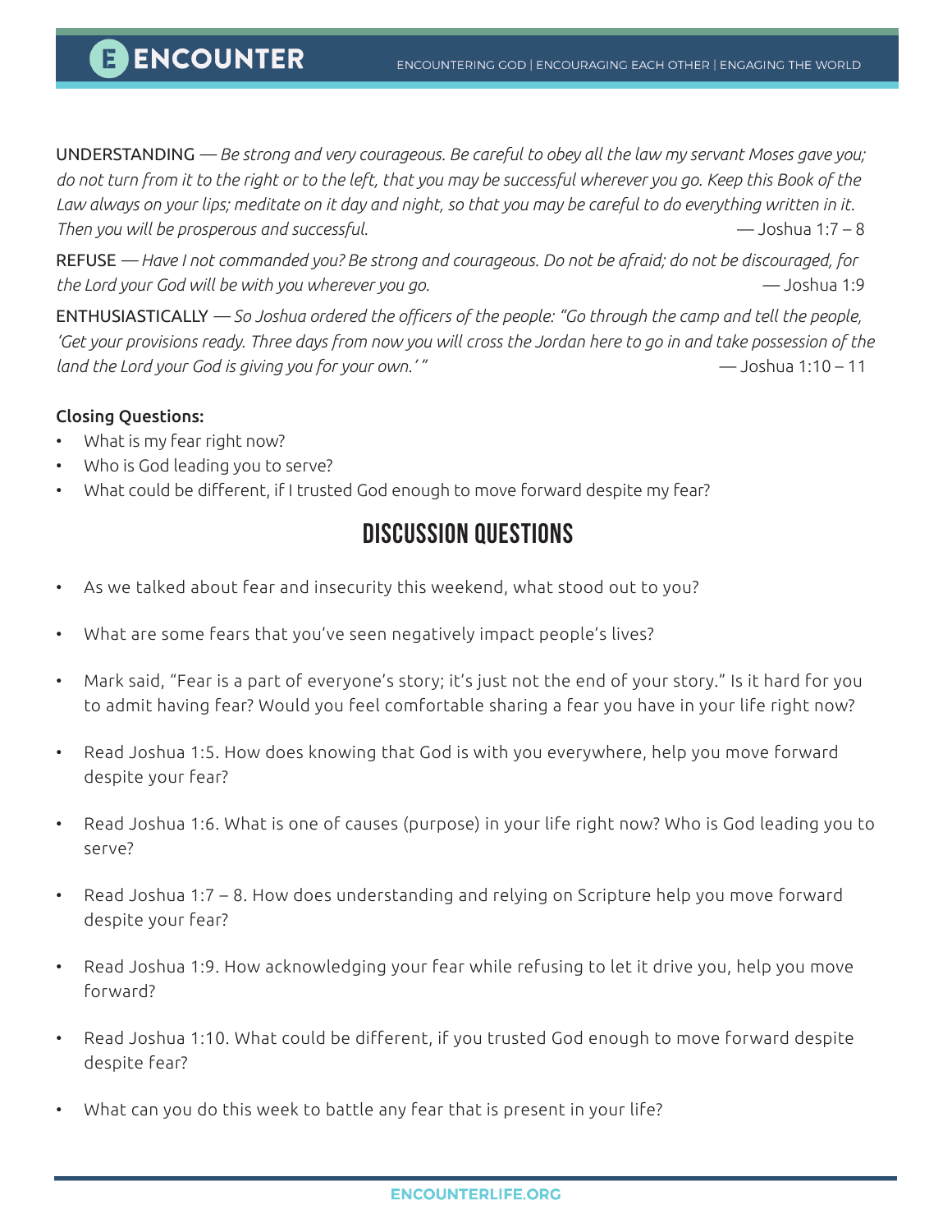UNDERSTANDING — *Be strong and very courageous. Be careful to obey all the law my servant Moses gave you; do not turn from it to the right or to the left, that you may be successful wherever you go. Keep this Book of the Law always on your lips; meditate on it day and night, so that you may be careful to do everything written in it. Then you will be prosperous and successful.* — Joshua 1:7 – 8

REFUSE — *Have I not commanded you? Be strong and courageous. Do not be afraid; do not be discouraged, for the Lord your God will be with you wherever you go.* — Joshua 1:9

ENTHUSIASTICALLY — *So Joshua ordered the officers of the people: "Go through the camp and tell the people, 'Get your provisions ready. Three days from now you will cross the Jordan here to go in and take possession of the land the Lord your God is giving you for your own.'"* — Joshua 1:10 – 11

**Closing Questions:**

- What is my fear right now?
- Who is God leading you to serve?
- What could be different, if I trusted God enough to move forward despite my fear?

## DISCUSSION QUESTIONS

- As we talked about fear and insecurity this weekend, what stood out to you?
- What are some fears that you've seen negatively impact people's lives?
- Mark said, "Fear is a part of everyone's story; it's just not the end of your story." Is it hard for you to admit having fear? Would you feel comfortable sharing a fear you have in your life right now?
- Read Joshua 1:5. How does knowing that God is with you everywhere, help you move forward despite your fear?
- Read Joshua 1:6. What is one of causes (purpose) in your life right now? Who is God leading you to serve?
- Read Joshua 1:7 – 8. How does understanding and relying on Scripture help you move forward despite your fear?
- Read Joshua 1:9. How acknowledging your fear while refusing to let it drive you, help you move forward?
- Read Joshua 1:10. What could be different, if you trusted God enough to move forward despite despite fear?
- What can you do this week to battle any fear that is present in your life?